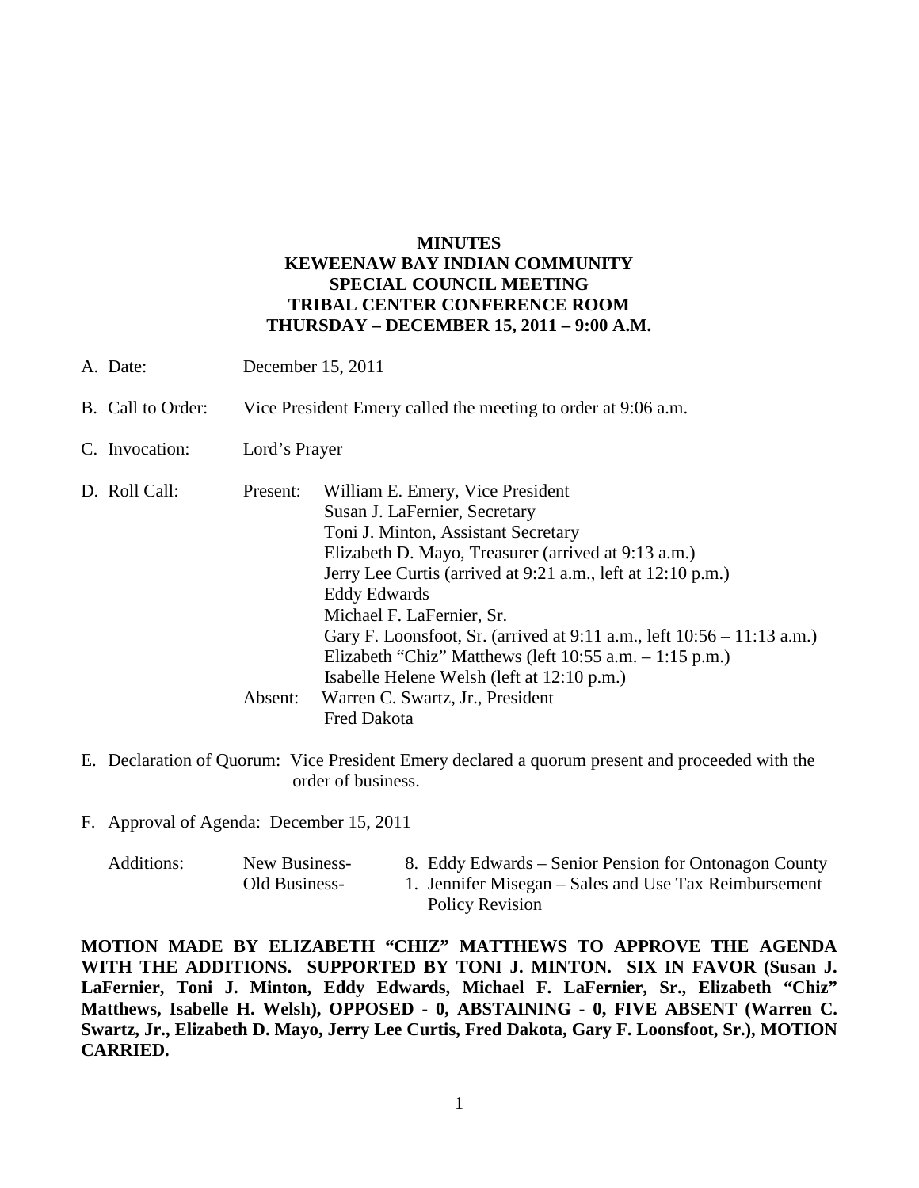**MINUTES**
**KEWEENAW BAY INDIAN COMMUNITY**
**SPECIAL COUNCIL MEETING**
**TRIBAL CENTER CONFERENCE ROOM**
**THURSDAY – DECEMBER 15, 2011 – 9:00 A.M.**

A. Date: December 15, 2011

B. Call to Order: Vice President Emery called the meeting to order at 9:06 a.m.

C. Invocation: Lord's Prayer

D. Roll Call:

Present:
- William E. Emery, Vice President
- Susan J. LaFernier, Secretary
- Toni J. Minton, Assistant Secretary
- Elizabeth D. Mayo, Treasurer (arrived at 9:13 a.m.)
- Jerry Lee Curtis (arrived at 9:21 a.m., left at 12:10 p.m.)
- Eddy Edwards
- Michael F. LaFernier, Sr.
- Gary F. Loonsfoot, Sr. (arrived at 9:11 a.m., left 10:56 – 11:13 a.m.)
- Elizabeth "Chiz" Matthews (left 10:55 a.m. – 1:15 p.m.)
- Isabelle Helene Welsh (left at 12:10 p.m.)

Absent:
- Warren C. Swartz, Jr., President
- Fred Dakota

E. Declaration of Quorum: Vice President Emery declared a quorum present and proceeded with the order of business.

F. Approval of Agenda: December 15, 2011

Additions:
- New Business- 8. Eddy Edwards – Senior Pension for Ontonagon County
- Old Business- 1. Jennifer Misegan – Sales and Use Tax Reimbursement Policy Revision

**MOTION MADE BY ELIZABETH "CHIZ" MATTHEWS TO APPROVE THE AGENDA WITH THE ADDITIONS. SUPPORTED BY TONI J. MINTON. SIX IN FAVOR (Susan J. LaFernier, Toni J. Minton, Eddy Edwards, Michael F. LaFernier, Sr., Elizabeth "Chiz" Matthews, Isabelle H. Welsh), OPPOSED - 0, ABSTAINING - 0, FIVE ABSENT (Warren C. Swartz, Jr., Elizabeth D. Mayo, Jerry Lee Curtis, Fred Dakota, Gary F. Loonsfoot, Sr.), MOTION CARRIED.**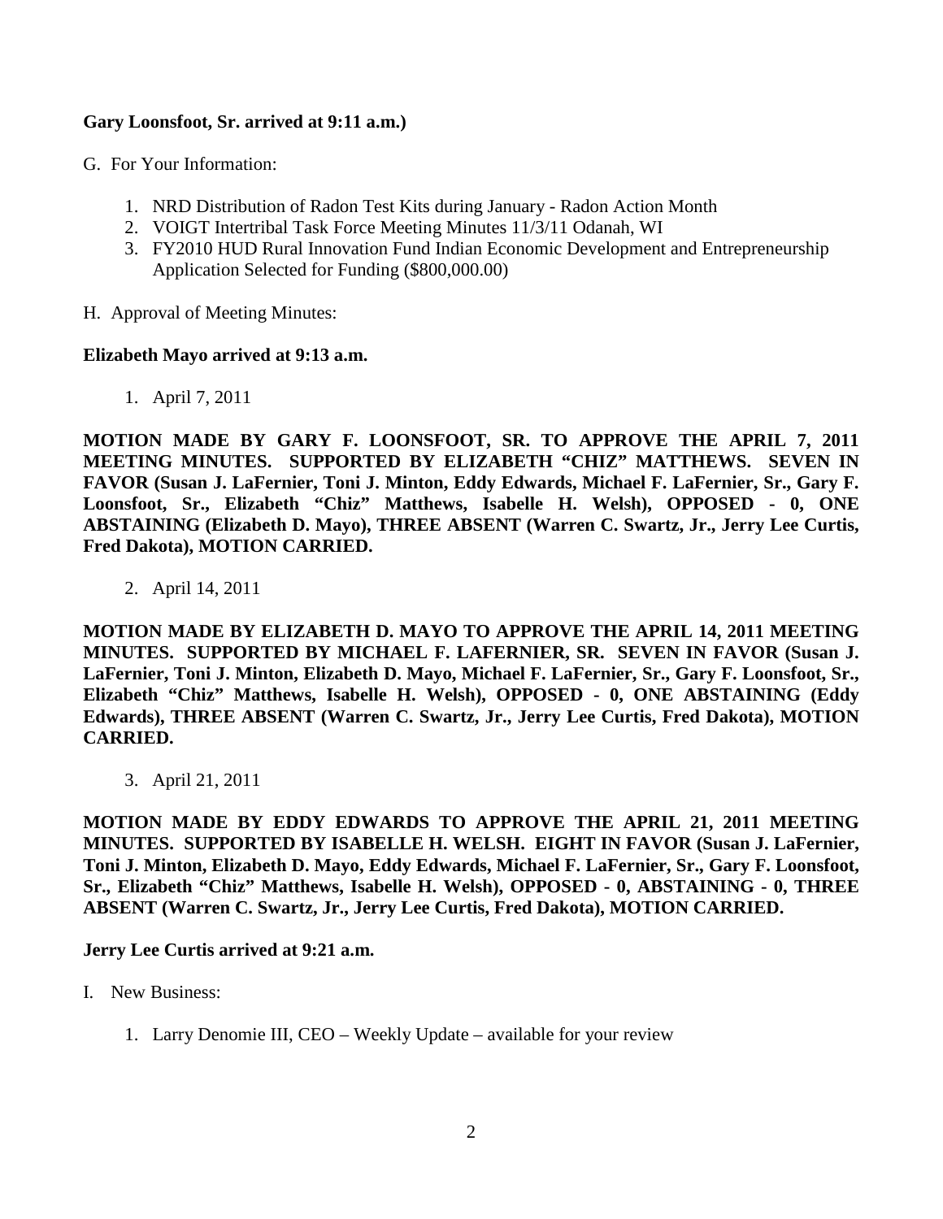**Gary Loonsfoot, Sr. arrived at 9:11 a.m.)**

G. For Your Information:

1. NRD Distribution of Radon Test Kits during January - Radon Action Month
2. VOIGT Intertribal Task Force Meeting Minutes 11/3/11 Odanah, WI
3. FY2010 HUD Rural Innovation Fund Indian Economic Development and Entrepreneurship Application Selected for Funding ($800,000.00)

H. Approval of Meeting Minutes:

**Elizabeth Mayo arrived at 9:13 a.m.**

1. April 7, 2011

**MOTION MADE BY GARY F. LOONSFOOT, SR. TO APPROVE THE APRIL 7, 2011 MEETING MINUTES. SUPPORTED BY ELIZABETH "CHIZ" MATTHEWS. SEVEN IN FAVOR (Susan J. LaFernier, Toni J. Minton, Eddy Edwards, Michael F. LaFernier, Sr., Gary F. Loonsfoot, Sr., Elizabeth "Chiz" Matthews, Isabelle H. Welsh), OPPOSED - 0, ONE ABSTAINING (Elizabeth D. Mayo), THREE ABSENT (Warren C. Swartz, Jr., Jerry Lee Curtis, Fred Dakota), MOTION CARRIED.**

2. April 14, 2011

**MOTION MADE BY ELIZABETH D. MAYO TO APPROVE THE APRIL 14, 2011 MEETING MINUTES. SUPPORTED BY MICHAEL F. LAFERNIER, SR. SEVEN IN FAVOR (Susan J. LaFernier, Toni J. Minton, Elizabeth D. Mayo, Michael F. LaFernier, Sr., Gary F. Loonsfoot, Sr., Elizabeth "Chiz" Matthews, Isabelle H. Welsh), OPPOSED - 0, ONE ABSTAINING (Eddy Edwards), THREE ABSENT (Warren C. Swartz, Jr., Jerry Lee Curtis, Fred Dakota), MOTION CARRIED.**

3. April 21, 2011

**MOTION MADE BY EDDY EDWARDS TO APPROVE THE APRIL 21, 2011 MEETING MINUTES. SUPPORTED BY ISABELLE H. WELSH. EIGHT IN FAVOR (Susan J. LaFernier, Toni J. Minton, Elizabeth D. Mayo, Eddy Edwards, Michael F. LaFernier, Sr., Gary F. Loonsfoot, Sr., Elizabeth "Chiz" Matthews, Isabelle H. Welsh), OPPOSED - 0, ABSTAINING - 0, THREE ABSENT (Warren C. Swartz, Jr., Jerry Lee Curtis, Fred Dakota), MOTION CARRIED.**

**Jerry Lee Curtis arrived at 9:21 a.m.**

I. New Business:

1. Larry Denomie III, CEO – Weekly Update – available for your review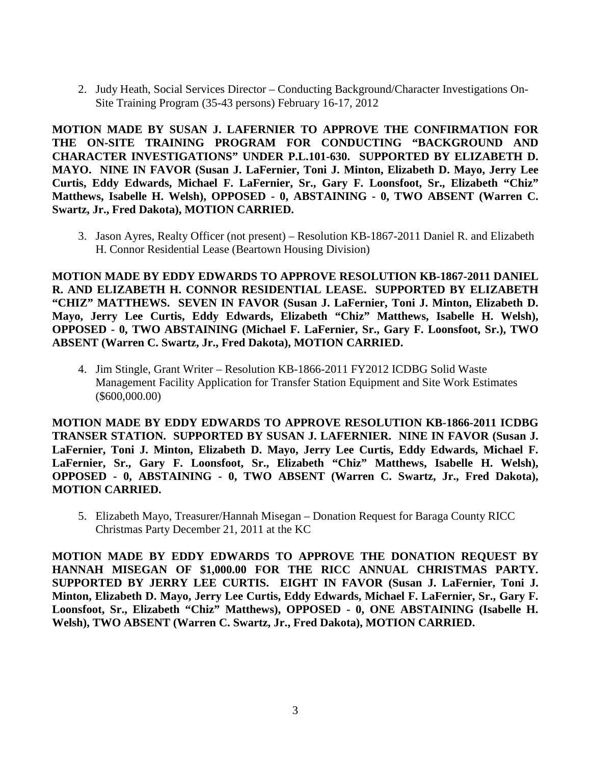2. Judy Heath, Social Services Director – Conducting Background/Character Investigations On-Site Training Program (35-43 persons) February 16-17, 2012

**MOTION MADE BY SUSAN J. LAFERNIER TO APPROVE THE CONFIRMATION FOR THE ON-SITE TRAINING PROGRAM FOR CONDUCTING "BACKGROUND AND CHARACTER INVESTIGATIONS" UNDER P.L.101-630. SUPPORTED BY ELIZABETH D. MAYO. NINE IN FAVOR (Susan J. LaFernier, Toni J. Minton, Elizabeth D. Mayo, Jerry Lee Curtis, Eddy Edwards, Michael F. LaFernier, Sr., Gary F. Loonsfoot, Sr., Elizabeth "Chiz" Matthews, Isabelle H. Welsh), OPPOSED - 0, ABSTAINING - 0, TWO ABSENT (Warren C. Swartz, Jr., Fred Dakota), MOTION CARRIED.**

3. Jason Ayres, Realty Officer (not present) – Resolution KB-1867-2011 Daniel R. and Elizabeth H. Connor Residential Lease (Beartown Housing Division)

**MOTION MADE BY EDDY EDWARDS TO APPROVE RESOLUTION KB-1867-2011 DANIEL R. AND ELIZABETH H. CONNOR RESIDENTIAL LEASE. SUPPORTED BY ELIZABETH "CHIZ" MATTHEWS. SEVEN IN FAVOR (Susan J. LaFernier, Toni J. Minton, Elizabeth D. Mayo, Jerry Lee Curtis, Eddy Edwards, Elizabeth "Chiz" Matthews, Isabelle H. Welsh), OPPOSED - 0, TWO ABSTAINING (Michael F. LaFernier, Sr., Gary F. Loonsfoot, Sr.), TWO ABSENT (Warren C. Swartz, Jr., Fred Dakota), MOTION CARRIED.**

4. Jim Stingle, Grant Writer – Resolution KB-1866-2011 FY2012 ICDBG Solid Waste Management Facility Application for Transfer Station Equipment and Site Work Estimates ($600,000.00)

**MOTION MADE BY EDDY EDWARDS TO APPROVE RESOLUTION KB-1866-2011 ICDBG TRANSER STATION. SUPPORTED BY SUSAN J. LAFERNIER. NINE IN FAVOR (Susan J. LaFernier, Toni J. Minton, Elizabeth D. Mayo, Jerry Lee Curtis, Eddy Edwards, Michael F. LaFernier, Sr., Gary F. Loonsfoot, Sr., Elizabeth "Chiz" Matthews, Isabelle H. Welsh), OPPOSED - 0, ABSTAINING - 0, TWO ABSENT (Warren C. Swartz, Jr., Fred Dakota), MOTION CARRIED.**

5. Elizabeth Mayo, Treasurer/Hannah Misegan – Donation Request for Baraga County RICC Christmas Party December 21, 2011 at the KC

**MOTION MADE BY EDDY EDWARDS TO APPROVE THE DONATION REQUEST BY HANNAH MISEGAN OF $1,000.00 FOR THE RICC ANNUAL CHRISTMAS PARTY. SUPPORTED BY JERRY LEE CURTIS. EIGHT IN FAVOR (Susan J. LaFernier, Toni J. Minton, Elizabeth D. Mayo, Jerry Lee Curtis, Eddy Edwards, Michael F. LaFernier, Sr., Gary F. Loonsfoot, Sr., Elizabeth "Chiz" Matthews), OPPOSED - 0, ONE ABSTAINING (Isabelle H. Welsh), TWO ABSENT (Warren C. Swartz, Jr., Fred Dakota), MOTION CARRIED.**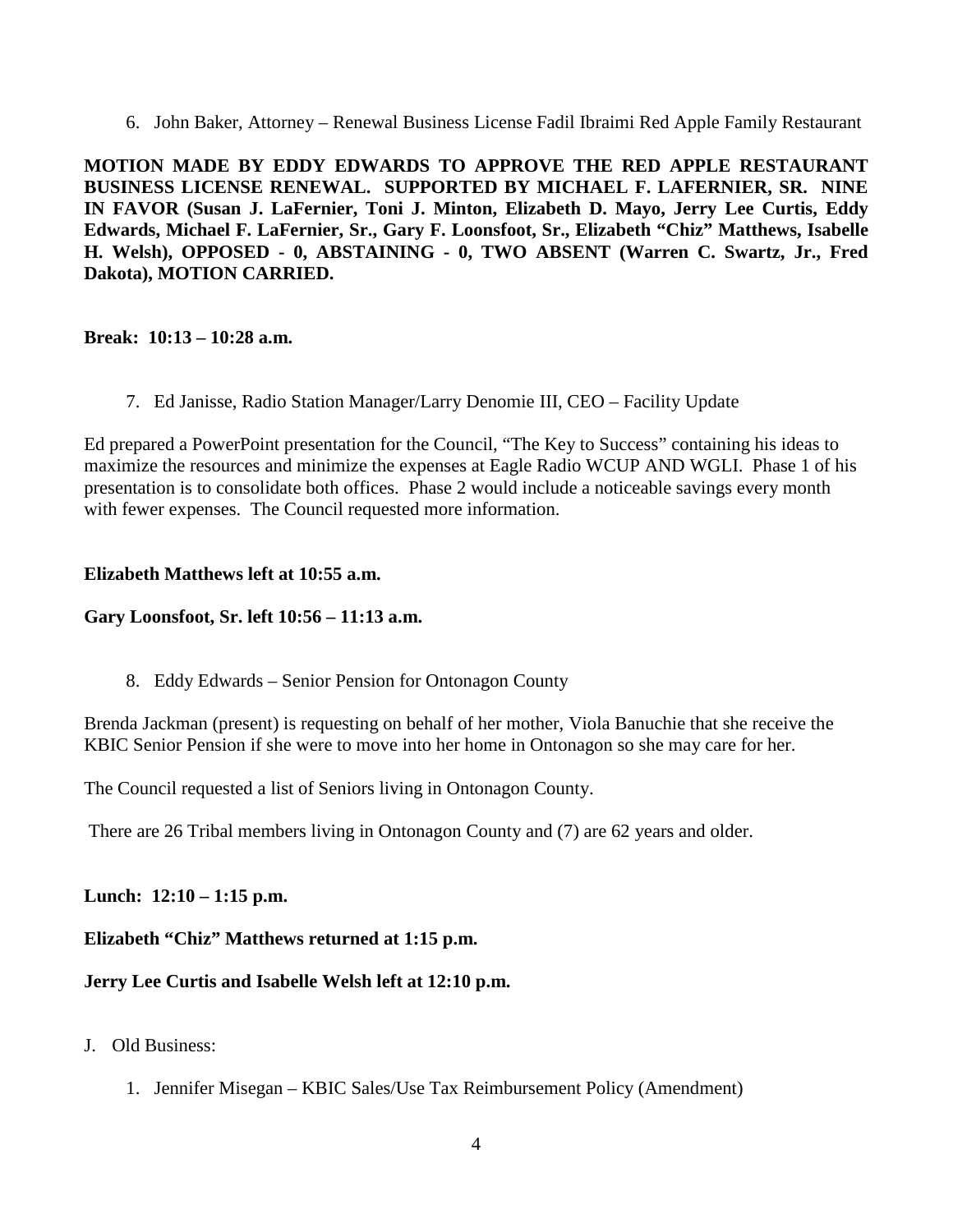6. John Baker, Attorney – Renewal Business License Fadil Ibraimi Red Apple Family Restaurant

**MOTION MADE BY EDDY EDWARDS TO APPROVE THE RED APPLE RESTAURANT BUSINESS LICENSE RENEWAL. SUPPORTED BY MICHAEL F. LAFERNIER, SR. NINE IN FAVOR (Susan J. LaFernier, Toni J. Minton, Elizabeth D. Mayo, Jerry Lee Curtis, Eddy Edwards, Michael F. LaFernier, Sr., Gary F. Loonsfoot, Sr., Elizabeth "Chiz" Matthews, Isabelle H. Welsh), OPPOSED - 0, ABSTAINING - 0, TWO ABSENT (Warren C. Swartz, Jr., Fred Dakota), MOTION CARRIED.**

**Break: 10:13 – 10:28 a.m.**

7. Ed Janisse, Radio Station Manager/Larry Denomie III, CEO – Facility Update

Ed prepared a PowerPoint presentation for the Council, "The Key to Success" containing his ideas to maximize the resources and minimize the expenses at Eagle Radio WCUP AND WGLI. Phase 1 of his presentation is to consolidate both offices. Phase 2 would include a noticeable savings every month with fewer expenses. The Council requested more information.

**Elizabeth Matthews left at 10:55 a.m.**

**Gary Loonsfoot, Sr. left 10:56 – 11:13 a.m.**

8. Eddy Edwards – Senior Pension for Ontonagon County

Brenda Jackman (present) is requesting on behalf of her mother, Viola Banuchie that she receive the KBIC Senior Pension if she were to move into her home in Ontonagon so she may care for her.

The Council requested a list of Seniors living in Ontonagon County.

There are 26 Tribal members living in Ontonagon County and (7) are 62 years and older.

**Lunch: 12:10 – 1:15 p.m.**

**Elizabeth "Chiz" Matthews returned at 1:15 p.m.**

**Jerry Lee Curtis and Isabelle Welsh left at 12:10 p.m.**

J. Old Business:

1. Jennifer Misegan – KBIC Sales/Use Tax Reimbursement Policy (Amendment)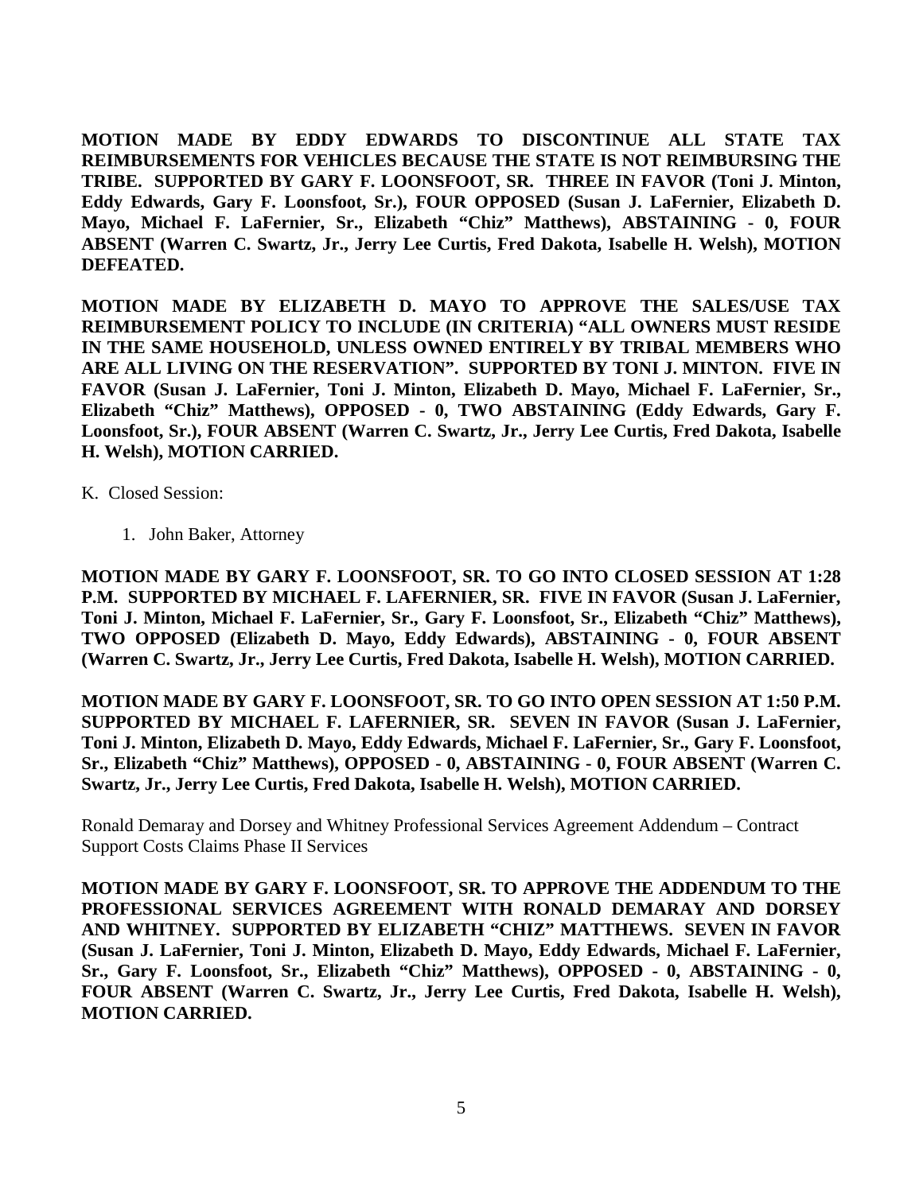**MOTION MADE BY EDDY EDWARDS TO DISCONTINUE ALL STATE TAX REIMBURSEMENTS FOR VEHICLES BECAUSE THE STATE IS NOT REIMBURSING THE TRIBE. SUPPORTED BY GARY F. LOONSFOOT, SR. THREE IN FAVOR (Toni J. Minton, Eddy Edwards, Gary F. Loonsfoot, Sr.), FOUR OPPOSED (Susan J. LaFernier, Elizabeth D. Mayo, Michael F. LaFernier, Sr., Elizabeth "Chiz" Matthews), ABSTAINING - 0, FOUR ABSENT (Warren C. Swartz, Jr., Jerry Lee Curtis, Fred Dakota, Isabelle H. Welsh), MOTION DEFEATED.**

**MOTION MADE BY ELIZABETH D. MAYO TO APPROVE THE SALES/USE TAX REIMBURSEMENT POLICY TO INCLUDE (IN CRITERIA) "ALL OWNERS MUST RESIDE IN THE SAME HOUSEHOLD, UNLESS OWNED ENTIRELY BY TRIBAL MEMBERS WHO ARE ALL LIVING ON THE RESERVATION". SUPPORTED BY TONI J. MINTON. FIVE IN FAVOR (Susan J. LaFernier, Toni J. Minton, Elizabeth D. Mayo, Michael F. LaFernier, Sr., Elizabeth "Chiz" Matthews), OPPOSED - 0, TWO ABSTAINING (Eddy Edwards, Gary F. Loonsfoot, Sr.), FOUR ABSENT (Warren C. Swartz, Jr., Jerry Lee Curtis, Fred Dakota, Isabelle H. Welsh), MOTION CARRIED.**

K. Closed Session:

1. John Baker, Attorney

**MOTION MADE BY GARY F. LOONSFOOT, SR. TO GO INTO CLOSED SESSION AT 1:28 P.M. SUPPORTED BY MICHAEL F. LAFERNIER, SR. FIVE IN FAVOR (Susan J. LaFernier, Toni J. Minton, Michael F. LaFernier, Sr., Gary F. Loonsfoot, Sr., Elizabeth "Chiz" Matthews), TWO OPPOSED (Elizabeth D. Mayo, Eddy Edwards), ABSTAINING - 0, FOUR ABSENT (Warren C. Swartz, Jr., Jerry Lee Curtis, Fred Dakota, Isabelle H. Welsh), MOTION CARRIED.**

**MOTION MADE BY GARY F. LOONSFOOT, SR. TO GO INTO OPEN SESSION AT 1:50 P.M. SUPPORTED BY MICHAEL F. LAFERNIER, SR. SEVEN IN FAVOR (Susan J. LaFernier, Toni J. Minton, Elizabeth D. Mayo, Eddy Edwards, Michael F. LaFernier, Sr., Gary F. Loonsfoot, Sr., Elizabeth "Chiz" Matthews), OPPOSED - 0, ABSTAINING - 0, FOUR ABSENT (Warren C. Swartz, Jr., Jerry Lee Curtis, Fred Dakota, Isabelle H. Welsh), MOTION CARRIED.**

Ronald Demaray and Dorsey and Whitney Professional Services Agreement Addendum – Contract Support Costs Claims Phase II Services

**MOTION MADE BY GARY F. LOONSFOOT, SR. TO APPROVE THE ADDENDUM TO THE PROFESSIONAL SERVICES AGREEMENT WITH RONALD DEMARAY AND DORSEY AND WHITNEY. SUPPORTED BY ELIZABETH "CHIZ" MATTHEWS. SEVEN IN FAVOR (Susan J. LaFernier, Toni J. Minton, Elizabeth D. Mayo, Eddy Edwards, Michael F. LaFernier, Sr., Gary F. Loonsfoot, Sr., Elizabeth "Chiz" Matthews), OPPOSED - 0, ABSTAINING - 0, FOUR ABSENT (Warren C. Swartz, Jr., Jerry Lee Curtis, Fred Dakota, Isabelle H. Welsh), MOTION CARRIED.**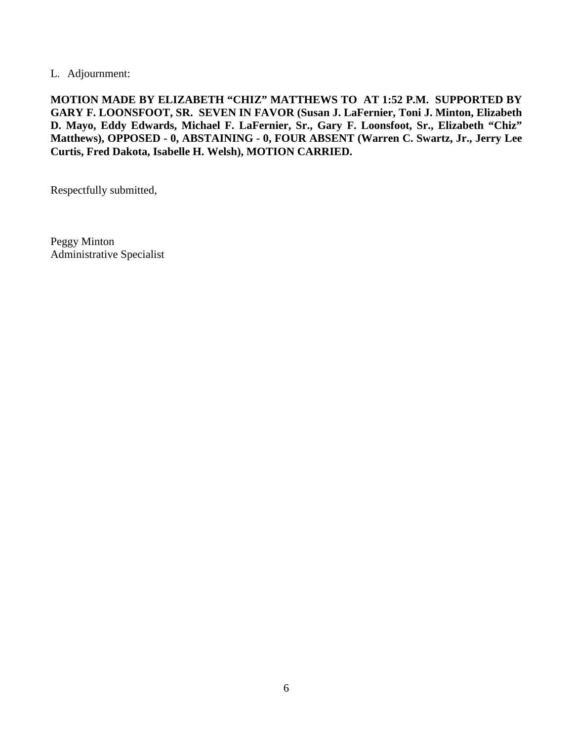L. Adjournment:

**MOTION MADE BY ELIZABETH "CHIZ" MATTHEWS TO AT 1:52 P.M. SUPPORTED BY GARY F. LOONSFOOT, SR. SEVEN IN FAVOR (Susan J. LaFernier, Toni J. Minton, Elizabeth D. Mayo, Eddy Edwards, Michael F. LaFernier, Sr., Gary F. Loonsfoot, Sr., Elizabeth "Chiz" Matthews), OPPOSED - 0, ABSTAINING - 0, FOUR ABSENT (Warren C. Swartz, Jr., Jerry Lee Curtis, Fred Dakota, Isabelle H. Welsh), MOTION CARRIED.**

Respectfully submitted,

Peggy Minton
Administrative Specialist